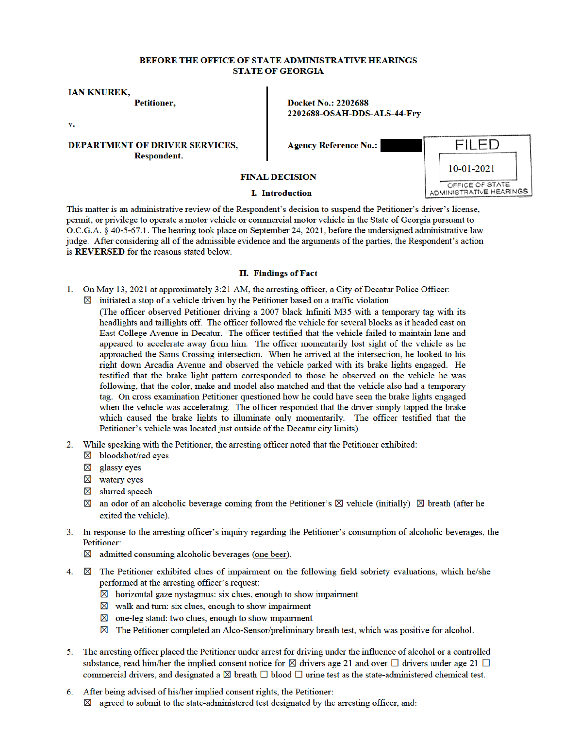**BEFORE THE OFFICE OF STATE ADMINISTRATIVE HEARINGS**
**STATE OF GEORGIA**

**IAN KNUREK,**
**Petitioner,**

**v.**

**DEPARTMENT OF DRIVER SERVICES,**
**Respondent.**

**Docket No.: 2202688**
**2202688-OSAH-DDS-ALS-44-Fry**

**Agency Reference No.:** ████████

FILED
10-01-2021
OFFICE OF STATE ADMINISTRATIVE HEARINGS

## FINAL DECISION

### I. Introduction

This matter is an administrative review of the Respondent's decision to suspend the Petitioner's driver's license, permit, or privilege to operate a motor vehicle or commercial motor vehicle in the State of Georgia pursuant to O.C.G.A. § 40-5-67.1. The hearing took place on September 24, 2021, before the undersigned administrative law judge. After considering all of the admissible evidence and the arguments of the parties, the Respondent's action is **REVERSED** for the reasons stated below.

### II. Findings of Fact

1. On May 13, 2021 at approximately 3:21 AM, the arresting officer, a City of Decatur Police Officer:
   - ☒ initiated a stop of a vehicle driven by the Petitioner based on a traffic violation
   (The officer observed Petitioner driving a 2007 black Infiniti M35 with a temporary tag with its headlights and taillights off. The officer followed the vehicle for several blocks as it headed east on East College Avenue in Decatur. The officer testified that the vehicle failed to maintain lane and appeared to accelerate away from him. The officer momentarily lost sight of the vehicle as he approached the Sams Crossing intersection. When he arrived at the intersection, he looked to his right down Arcadia Avenue and observed the vehicle parked with its brake lights engaged. He testified that the brake light pattern corresponded to those he observed on the vehicle he was following, that the color, make and model also matched and that the vehicle also had a temporary tag. On cross examination Petitioner questioned how he could have seen the brake lights engaged when the vehicle was accelerating. The officer responded that the driver simply tapped the brake which caused the brake lights to illuminate only momentarily. The officer testified that the Petitioner's vehicle was located just outside of the Decatur city limits)

2. While speaking with the Petitioner, the arresting officer noted that the Petitioner exhibited:
   - ☒ bloodshot/red eyes
   - ☒ glassy eyes
   - ☒ watery eyes
   - ☒ slurred speech
   - ☒ an odor of an alcoholic beverage coming from the Petitioner's ☒ vehicle (initially) ☒ breath (after he exited the vehicle).

3. In response to the arresting officer's inquiry regarding the Petitioner's consumption of alcoholic beverages, the Petitioner:
   - ☒ admitted consuming alcoholic beverages (one beer).

4. ☒ The Petitioner exhibited clues of impairment on the following field sobriety evaluations, which he/she performed at the arresting officer's request:
   - ☒ horizontal gaze nystagmus: six clues, enough to show impairment
   - ☒ walk and turn: six clues, enough to show impairment
   - ☒ one-leg stand: two clues, enough to show impairment
   - ☒ The Petitioner completed an Alco-Sensor/preliminary breath test, which was positive for alcohol.

5. The arresting officer placed the Petitioner under arrest for driving under the influence of alcohol or a controlled substance, read him/her the implied consent notice for ☒ drivers age 21 and over ☐ drivers under age 21 ☐ commercial drivers, and designated a ☒ breath ☐ blood ☐ urine test as the state-administered chemical test.

6. After being advised of his/her implied consent rights, the Petitioner:
   - ☒ agreed to submit to the state-administered test designated by the arresting officer, and: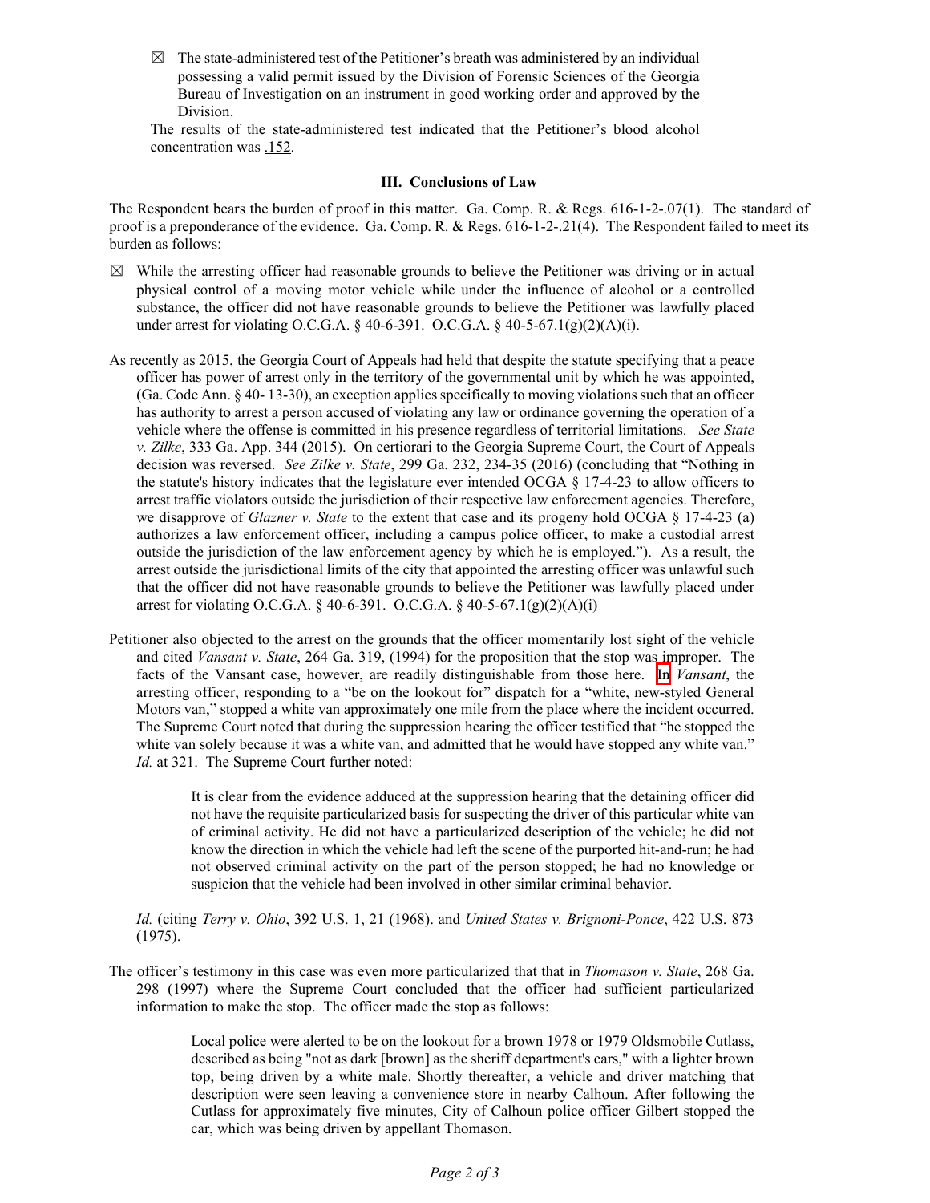☒ The state-administered test of the Petitioner's breath was administered by an individual possessing a valid permit issued by the Division of Forensic Sciences of the Georgia Bureau of Investigation on an instrument in good working order and approved by the Division.

The results of the state-administered test indicated that the Petitioner's blood alcohol concentration was .152.

### III. Conclusions of Law

The Respondent bears the burden of proof in this matter. Ga. Comp. R. & Regs. 616-1-2-.07(1). The standard of proof is a preponderance of the evidence. Ga. Comp. R. & Regs. 616-1-2-.21(4). The Respondent failed to meet its burden as follows:

☒ While the arresting officer had reasonable grounds to believe the Petitioner was driving or in actual physical control of a moving motor vehicle while under the influence of alcohol or a controlled substance, the officer did not have reasonable grounds to believe the Petitioner was lawfully placed under arrest for violating O.C.G.A. § 40-6-391. O.C.G.A. § 40-5-67.1(g)(2)(A)(i).

As recently as 2015, the Georgia Court of Appeals had held that despite the statute specifying that a peace officer has power of arrest only in the territory of the governmental unit by which he was appointed, (Ga. Code Ann. § 40- 13-30), an exception applies specifically to moving violations such that an officer has authority to arrest a person accused of violating any law or ordinance governing the operation of a vehicle where the offense is committed in his presence regardless of territorial limitations. *See State v. Zilke*, 333 Ga. App. 344 (2015). On certiorari to the Georgia Supreme Court, the Court of Appeals decision was reversed. *See Zilke v. State*, 299 Ga. 232, 234-35 (2016) (concluding that "Nothing in the statute's history indicates that the legislature ever intended OCGA § 17-4-23 to allow officers to arrest traffic violators outside the jurisdiction of their respective law enforcement agencies. Therefore, we disapprove of *Glazner v. State* to the extent that case and its progeny hold OCGA § 17-4-23 (a) authorizes a law enforcement officer, including a campus police officer, to make a custodial arrest outside the jurisdiction of the law enforcement agency by which he is employed."). As a result, the arrest outside the jurisdictional limits of the city that appointed the arresting officer was unlawful such that the officer did not have reasonable grounds to believe the Petitioner was lawfully placed under arrest for violating O.C.G.A. § 40-6-391. O.C.G.A. § 40-5-67.1(g)(2)(A)(i)

Petitioner also objected to the arrest on the grounds that the officer momentarily lost sight of the vehicle and cited *Vansant v. State*, 264 Ga. 319, (1994) for the proposition that the stop was improper. The facts of the Vansant case, however, are readily distinguishable from those here. In *Vansant*, the arresting officer, responding to a "be on the lookout for" dispatch for a "white, new-styled General Motors van," stopped a white van approximately one mile from the place where the incident occurred. The Supreme Court noted that during the suppression hearing the officer testified that "he stopped the white van solely because it was a white van, and admitted that he would have stopped any white van." *Id.* at 321. The Supreme Court further noted:

> It is clear from the evidence adduced at the suppression hearing that the detaining officer did not have the requisite particularized basis for suspecting the driver of this particular white van of criminal activity. He did not have a particularized description of the vehicle; he did not know the direction in which the vehicle had left the scene of the purported hit-and-run; he had not observed criminal activity on the part of the person stopped; he had no knowledge or suspicion that the vehicle had been involved in other similar criminal behavior.

*Id.* (citing *Terry v. Ohio*, 392 U.S. 1, 21 (1968). and *United States v. Brignoni-Ponce*, 422 U.S. 873 (1975).

The officer's testimony in this case was even more particularized that that in *Thomason v. State*, 268 Ga. 298 (1997) where the Supreme Court concluded that the officer had sufficient particularized information to make the stop. The officer made the stop as follows:

> Local police were alerted to be on the lookout for a brown 1978 or 1979 Oldsmobile Cutlass, described as being "not as dark [brown] as the sheriff department's cars," with a lighter brown top, being driven by a white male. Shortly thereafter, a vehicle and driver matching that description were seen leaving a convenience store in nearby Calhoun. After following the Cutlass for approximately five minutes, City of Calhoun police officer Gilbert stopped the car, which was being driven by appellant Thomason.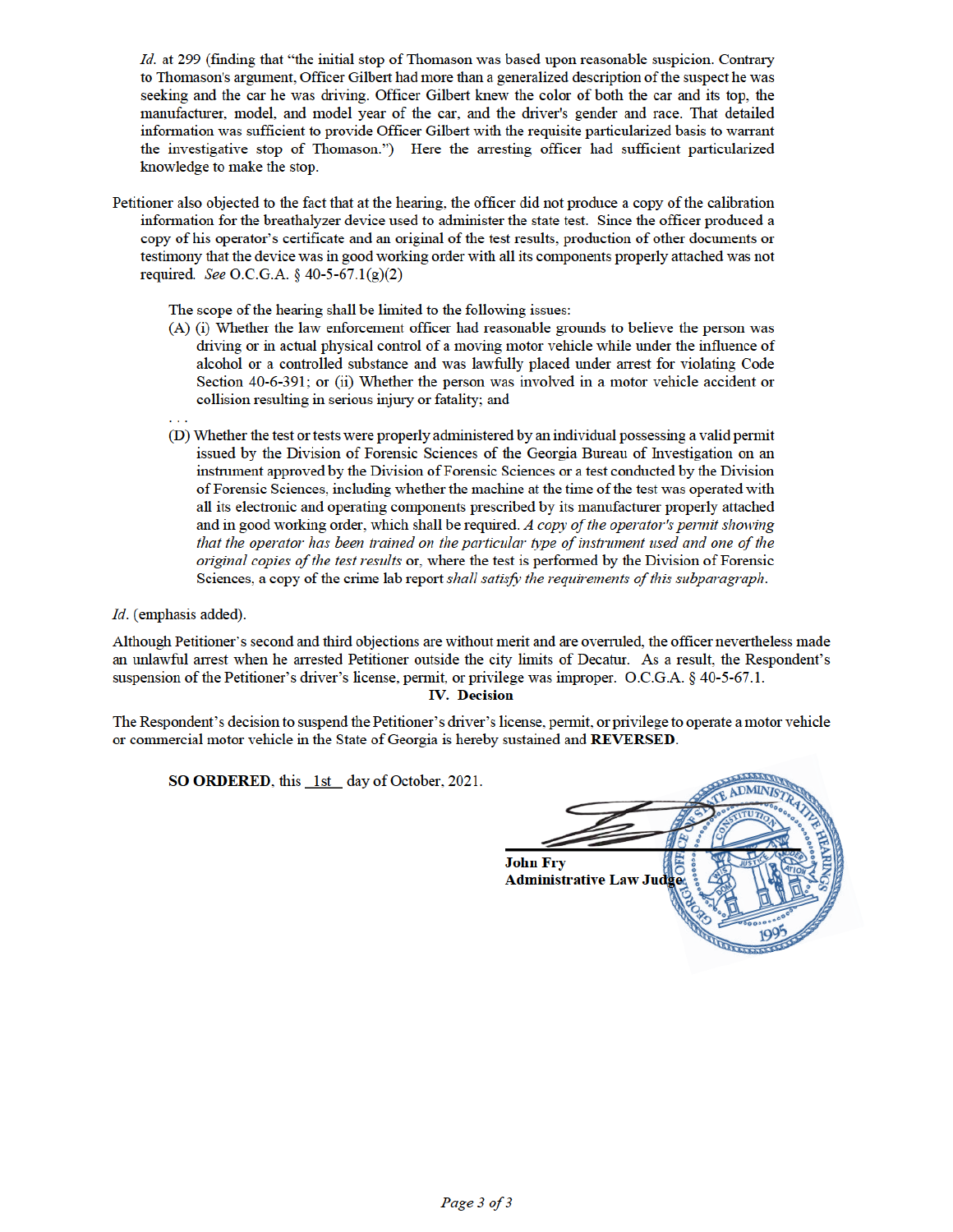*Id.* at 299 (finding that "the initial stop of Thomason was based upon reasonable suspicion. Contrary to Thomason's argument, Officer Gilbert had more than a generalized description of the suspect he was seeking and the car he was driving. Officer Gilbert knew the color of both the car and its top, the manufacturer, model, and model year of the car, and the driver's gender and race. That detailed information was sufficient to provide Officer Gilbert with the requisite particularized basis to warrant the investigative stop of Thomason.") Here the arresting officer had sufficient particularized knowledge to make the stop.

Petitioner also objected to the fact that at the hearing, the officer did not produce a copy of the calibration information for the breathalyzer device used to administer the state test. Since the officer produced a copy of his operator's certificate and an original of the test results, production of other documents or testimony that the device was in good working order with all its components properly attached was not required. *See* O.C.G.A. § 40-5-67.1(g)(2)

> The scope of the hearing shall be limited to the following issues:
>
> (A) (i) Whether the law enforcement officer had reasonable grounds to believe the person was driving or in actual physical control of a moving motor vehicle while under the influence of alcohol or a controlled substance and was lawfully placed under arrest for violating Code Section 40-6-391; or (ii) Whether the person was involved in a motor vehicle accident or collision resulting in serious injury or fatality; and
>
> . . .
>
> (D) Whether the test or tests were properly administered by an individual possessing a valid permit issued by the Division of Forensic Sciences of the Georgia Bureau of Investigation on an instrument approved by the Division of Forensic Sciences or a test conducted by the Division of Forensic Sciences, including whether the machine at the time of the test was operated with all its electronic and operating components prescribed by its manufacturer properly attached and in good working order, which shall be required. *A copy of the operator's permit showing that the operator has been trained on the particular type of instrument used and one of the original copies of the test results* or, where the test is performed by the Division of Forensic Sciences, a copy of the crime lab report *shall satisfy the requirements of this subparagraph*.

*Id.* (emphasis added).

Although Petitioner's second and third objections are without merit and are overruled, the officer nevertheless made an unlawful arrest when he arrested Petitioner outside the city limits of Decatur. As a result, the Respondent's suspension of the Petitioner's driver's license, permit, or privilege was improper. O.C.G.A. § 40-5-67.1.

## IV. Decision

The Respondent's decision to suspend the Petitioner's driver's license, permit, or privilege to operate a motor vehicle or commercial motor vehicle in the State of Georgia is hereby sustained and **REVERSED**.

**SO ORDERED**, this 1st day of October, 2021.

**John Fry**
**Administrative Law Judge**